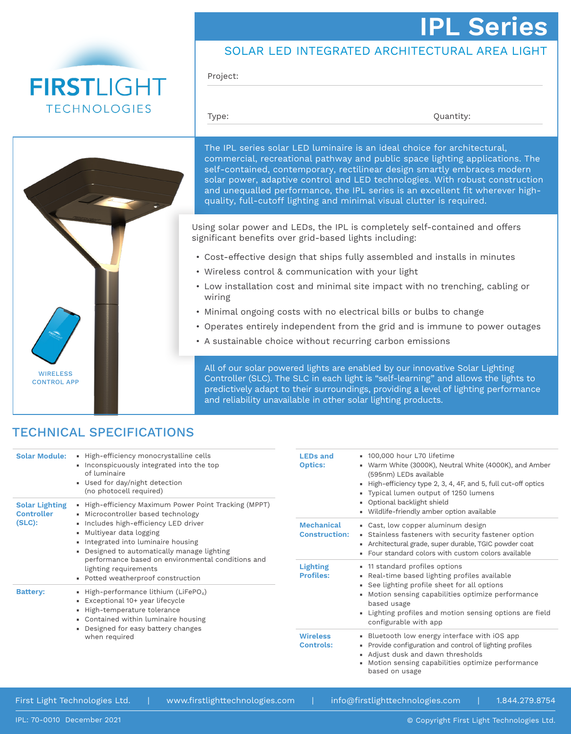FIRSTLIGHT TECHNOLOGIES

# IPL Series

## SOLAR LED INTEGRATED ARCHITECTURAL AREA LIGHT

Project:

Type: Quantity:

The IPL series solar LED luminaire is an ideal choice for architectural, commercial, recreational pathway and public space lighting applications. The self-contained, contemporary, rectilinear design smartly embraces modern solar power, adaptive control and LED technologies. With robust construction and unequalled performance, the IPL series is an excellent fit wherever high-quality, full-cutoff lighting and minimal visual clutter is required.

Using solar power and LEDs, the IPL is completely self-contained and offers significant benefits over grid-based lights including:

- Cost-effective design that ships fully assembled and installs in minutes
- Wireless control & communication with your light
- Low installation cost and minimal site impact with no trenching, cabling or wiring
- Minimal ongoing costs with no electrical bills or bulbs to change
- Operates entirely independent from the grid and is immune to power outages
- A sustainable choice without recurring carbon emissions

All of our solar powered lights are enabled by our innovative Solar Lighting Controller (SLC). The SLC in each light is "self-learning" and allows the lights to predictively adapt to their surroundings, providing a level of lighting performance and reliability unavailable in other solar lighting products.

WIRELESS CONTROL APP

## TECHNICAL SPECIFICATIONS

| | |
|---|---|
| **Solar Module:** | ▪ High-efficiency monocrystalline cells<br>▪ Inconspicuously integrated into the top of luminaire<br>▪ Used for day/night detection (no photocell required) |
| **Solar Lighting Controller (SLC):** | ▪ High-efficiency Maximum Power Point Tracking (MPPT)<br>▪ Microcontroller based technology<br>▪ Includes high-efficiency LED driver<br>▪ Multiyear data logging<br>▪ Integrated into luminaire housing<br>▪ Designed to automatically manage lighting performance based on environmental conditions and lighting requirements<br>▪ Potted weatherproof construction |
| **Battery:** | ▪ High-performance lithium ($LiFePO_4$)<br>▪ Exceptional 10+ year lifecycle<br>▪ High-temperature tolerance<br>▪ Contained within luminaire housing<br>▪ Designed for easy battery changes when required |
| **LEDs and Optics:** | ▪ 100,000 hour L70 lifetime<br>▪ Warm White (3000K), Neutral White (4000K), and Amber (595nm) LEDs available<br>▪ High-efficiency type 2, 3, 4, 4F, and 5, full cut-off optics<br>▪ Typical lumen output of 1250 lumens<br>▪ Optional backlight shield<br>▪ Wildlife-friendly amber option available |
| **Mechanical Construction:** | ▪ Cast, low copper aluminum design<br>▪ Stainless fasteners with security fastener option<br>▪ Architectural grade, super durable, TGIC powder coat<br>▪ Four standard colors with custom colors available |
| **Lighting Profiles:** | ▪ 11 standard profiles options<br>▪ Real-time based lighting profiles available<br>▪ See lighting profile sheet for all options<br>▪ Motion sensing capabilities optimize performance based usage<br>▪ Lighting profiles and motion sensing options are field configurable with app |
| **Wireless Controls:** | ▪ Bluetooth low energy interface with iOS app<br>▪ Provide configuration and control of lighting profiles<br>▪ Adjust dusk and dawn thresholds<br>▪ Motion sensing capabilities optimize performance based on usage |

First Light Technologies Ltd. | www.firstlighttechnologies.com | info@firstlighttechnologies.com | 1.844.279.8754

IPL: 70-0010 December 2021 © Copyright First Light Technologies Ltd.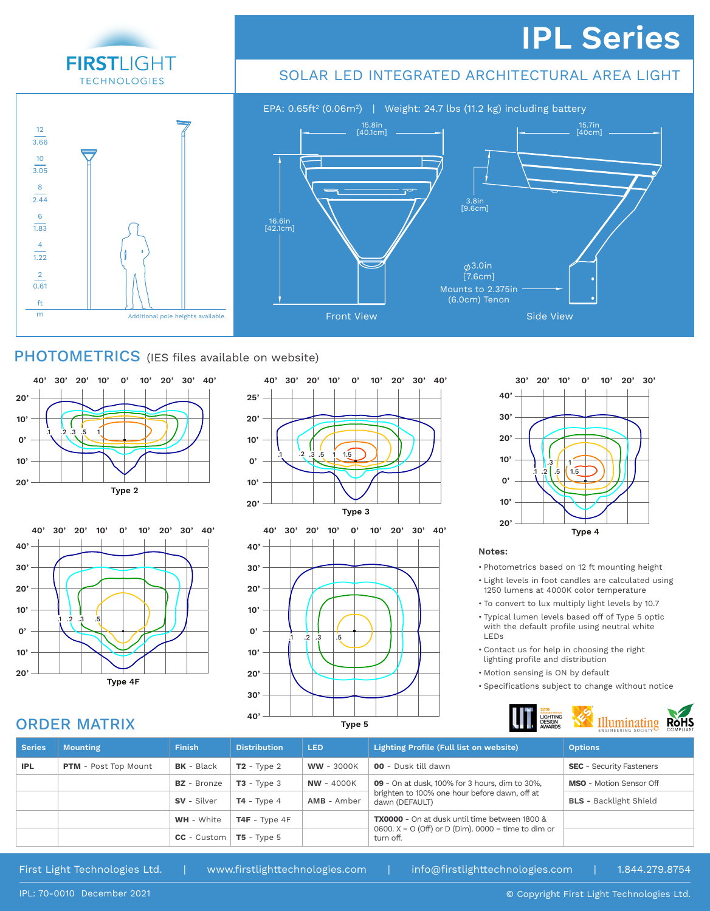# IPL Series

## SOLAR LED INTEGRATED ARCHITECTURAL AREA LIGHT

FIRSTLIGHT TECHNOLOGIES

12
3.66
10
3.05
8
2.44
6
1.83
4
1.22
2
0.61
ft
m
Additional pole heights available.

EPA: 0.65ft² (0.06m²) | Weight: 24.7 lbs (11.2 kg) including battery

15.8in [40.1cm]
16.6in [42.1cm]
Front View

15.7in [40cm]
3.8in [9.6cm]
ø3.0in [7.6cm]
Mounts to 2.375in (6.0cm) Tenon
Side View

## PHOTOMETRICS (IES files available on website)

Type 2

Type 3

Type 4

Type 4F

Type 5

**Notes:**

- Photometrics based on 12 ft mounting height
- Light levels in foot candles are calculated using 1250 lumens at 4000K color temperature
- To convert to lux multiply light levels by 10.7
- Typical lumen levels based off of Type 5 optic with the default profile using neutral white LEDs
- Contact us for help in choosing the right lighting profile and distribution
- Motion sensing is ON by default
- Specifications subject to change without notice

## ORDER MATRIX

| Series | Mounting | Finish | Distribution | LED | Lighting Profile (Full list on website) | Options |
|---|---|---|---|---|---|---|
| IPL | PTM - Post Top Mount | BK - Black | T2 - Type 2 | WW - 3000K | 00 - Dusk till dawn | SEC - Security Fasteners |
| | | BZ - Bronze | T3 - Type 3 | NW - 4000K | 09 - On at dusk, 100% for 3 hours, dim to 30%, brighten to 100% one hour before dawn, off at dawn (DEFAULT) | MSO - Motion Sensor Off |
| | | SV - Silver | T4 - Type 4 | AMB - Amber | | BLS - Backlight Shield |
| | | WH - White | T4F - Type 4F | | TX0000 - On at dusk until time between 1800 & 0600. X = O (Off) or D (Dim). 0000 = time to dim or turn off. | |
| | | CC - Custom | T5 - Type 5 | | | |

First Light Technologies Ltd. | www.firstlighttechnologies.com | info@firstlighttechnologies.com | 1.844.279.8754

IPL: 70-0010 December 2021 © Copyright First Light Technologies Ltd.